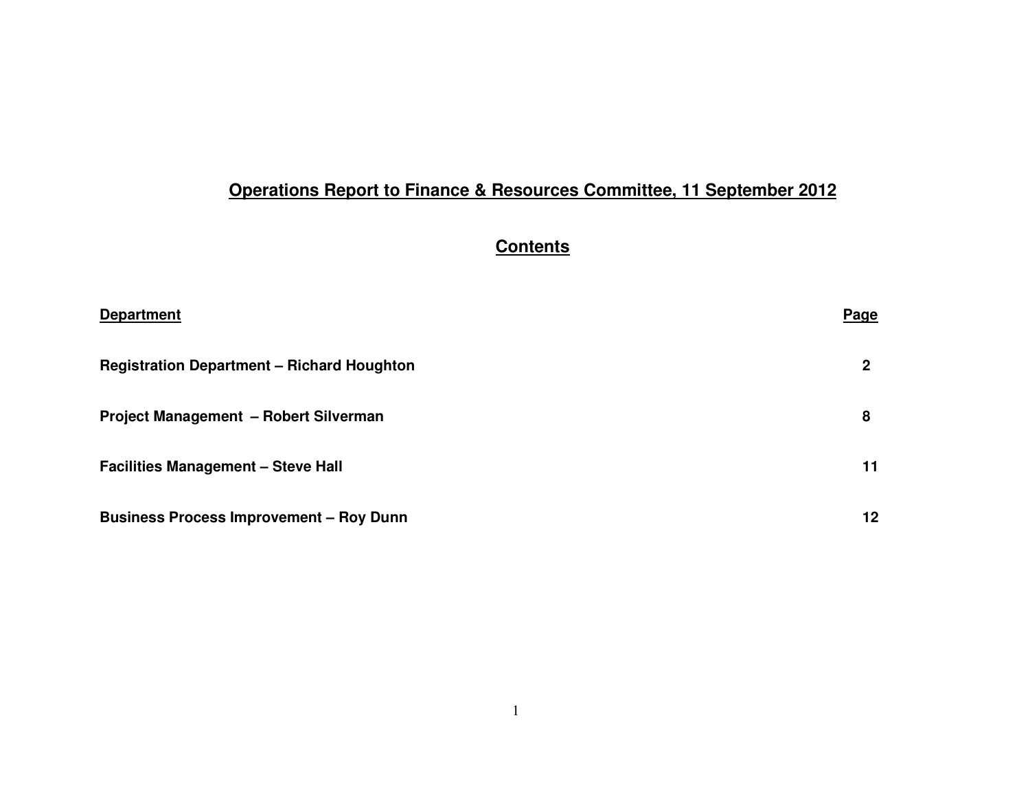# Operations Report to Finance & Resources Committee, 11 September 2012

## Contents

| Department | Page |
|---|---|
| **Registration Department – Richard Houghton** | **2** |
| **Project Management – Robert Silverman** | **8** |
| **Facilities Management – Steve Hall** | **11** |
| **Business Process Improvement – Roy Dunn** | **12** |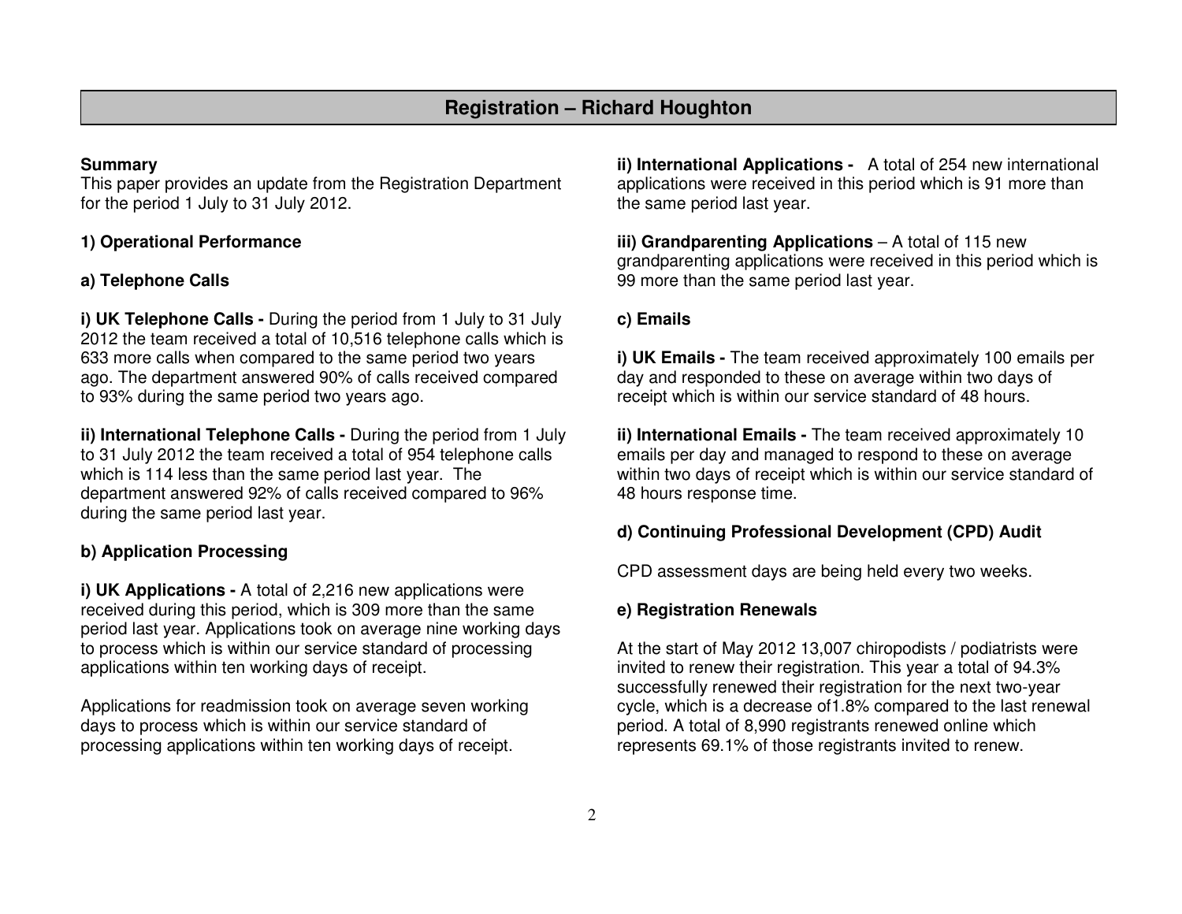## Registration – Richard Houghton

**Summary**
This paper provides an update from the Registration Department for the period 1 July to 31 July 2012.

### 1) Operational Performance

#### a) Telephone Calls

**i) UK Telephone Calls -** During the period from 1 July to 31 July 2012 the team received a total of 10,516 telephone calls which is 633 more calls when compared to the same period two years ago. The department answered 90% of calls received compared to 93% during the same period two years ago.

**ii) International Telephone Calls -** During the period from 1 July to 31 July 2012 the team received a total of 954 telephone calls which is 114 less than the same period last year. The department answered 92% of calls received compared to 96% during the same period last year.

#### b) Application Processing

**i) UK Applications -** A total of 2,216 new applications were received during this period, which is 309 more than the same period last year. Applications took on average nine working days to process which is within our service standard of processing applications within ten working days of receipt.

Applications for readmission took on average seven working days to process which is within our service standard of processing applications within ten working days of receipt.

**ii) International Applications -** A total of 254 new international applications were received in this period which is 91 more than the same period last year.

**iii) Grandparenting Applications** – A total of 115 new grandparenting applications were received in this period which is 99 more than the same period last year.

#### c) Emails

**i) UK Emails -** The team received approximately 100 emails per day and responded to these on average within two days of receipt which is within our service standard of 48 hours.

**ii) International Emails -** The team received approximately 10 emails per day and managed to respond to these on average within two days of receipt which is within our service standard of 48 hours response time.

#### d) Continuing Professional Development (CPD) Audit

CPD assessment days are being held every two weeks.

#### e) Registration Renewals

At the start of May 2012 13,007 chiropodists / podiatrists were invited to renew their registration. This year a total of 94.3% successfully renewed their registration for the next two-year cycle, which is a decrease of1.8% compared to the last renewal period. A total of 8,990 registrants renewed online which represents 69.1% of those registrants invited to renew.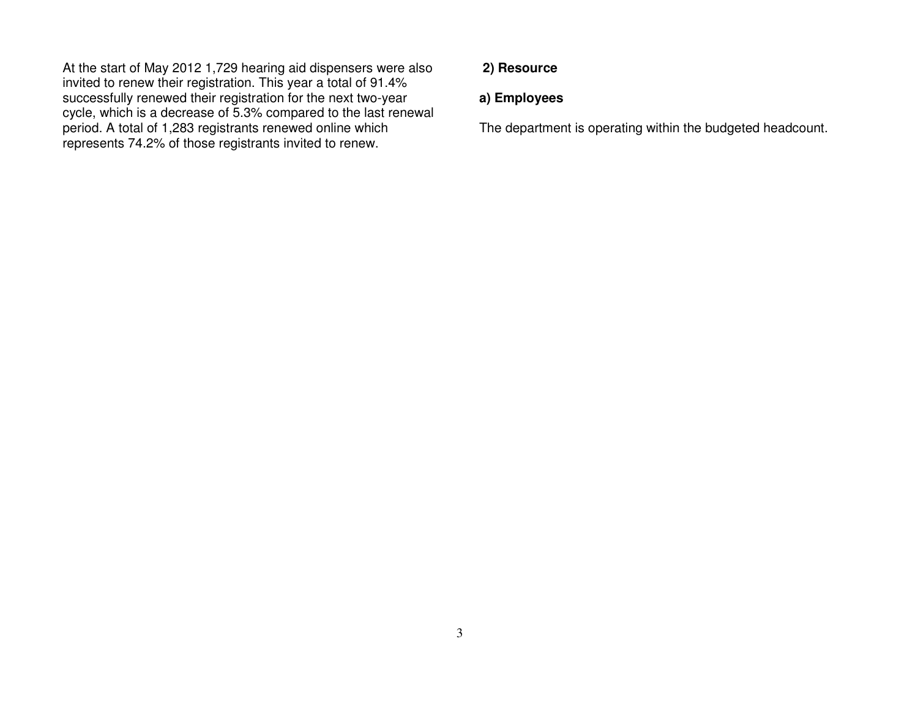At the start of May 2012 1,729 hearing aid dispensers were also invited to renew their registration. This year a total of 91.4% successfully renewed their registration for the next two-year cycle, which is a decrease of 5.3% compared to the last renewal period. A total of 1,283 registrants renewed online which represents 74.2% of those registrants invited to renew.

## 2) Resource

### a) Employees

The department is operating within the budgeted headcount.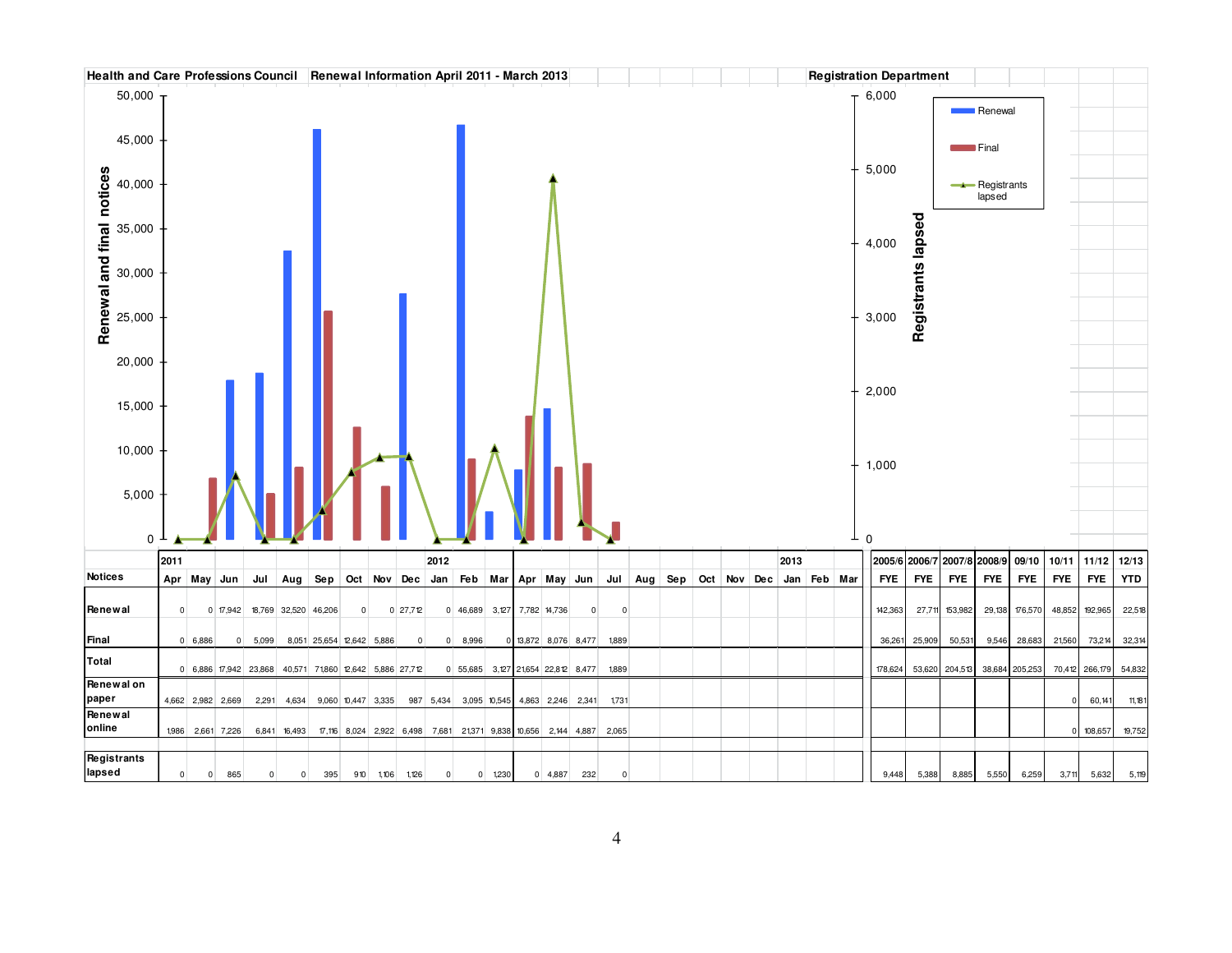**Health and Care Professions Council** **Renewal Information April 2011 - March 2013** **Registration Department**

| | 2011 | | | | | | | | | 2012 | | | | | | | | | | | | | 2013 | | | 2005/6 | 2006/7 | 2007/8 | 2008/9 | 09/10 | 10/11 | 11/12 | 12/13 |
|---|---|---|---|---|---|---|---|---|---|---|---|---|---|---|---|---|---|---|---|---|---|---|---|---|---|---|---|---|---|---|---|---|---|
| **Notices** | Apr | May | Jun | Jul | Aug | Sep | Oct | Nov | Dec | Jan | Feb | Mar | Apr | May | Jun | Jul | Aug | Sep | Oct | Nov | Dec | Jan | Feb | Mar | FYE | FYE | FYE | FYE | FYE | FYE | FYE | YTD |
| **Renewal** | 0 | 0 | 17,942 | 18,769 | 32,520 | 46,206 | 0 | 0 | 27,712 | 0 | 46,689 | 3,127 | 7,782 | 14,736 | 0 | 0 | | | | | | | | | 142,363 | 27,711 | 153,982 | 29,138 | 176,570 | 48,852 | 192,965 | 22,518 |
| **Final** | 0 | 6,886 | 0 | 5,099 | 8,051 | 25,654 | 12,642 | 5,886 | 0 | 0 | 8,996 | 0 | 13,872 | 8,076 | 8,477 | 1,889 | | | | | | | | | 36,261 | 25,909 | 50,531 | 9,546 | 28,683 | 21,560 | 73,214 | 32,314 |
| **Total** | 0 | 6,886 | 17,942 | 23,868 | 40,571 | 71,860 | 12,642 | 5,886 | 27,712 | 0 | 55,685 | 3,127 | 21,654 | 22,812 | 8,477 | 1,889 | | | | | | | | | 178,624 | 53,620 | 204,513 | 38,684 | 205,253 | 70,412 | 266,179 | 54,832 |
| **Renewal on paper** | 4,662 | 2,982 | 2,669 | 2,291 | 4,634 | 9,060 | 10,447 | 3,335 | 987 | 5,434 | 3,095 | 10,545 | 4,863 | 2,246 | 2,341 | 1,731 | | | | | | | | | | | | | | 0 | 60,141 | 11,181 |
| **Renewal online** | 1,986 | 2,661 | 7,226 | 6,841 | 16,493 | 17,116 | 8,024 | 2,922 | 6,498 | 7,681 | 21,371 | 9,838 | 10,656 | 2,144 | 4,887 | 2,065 | | | | | | | | | | | | | | 0 | 108,657 | 19,752 |
| **Registrants lapsed** | 0 | 0 | 865 | 0 | 0 | 395 | 910 | 1,106 | 1,126 | 0 | 0 | 1,230 | 0 | 4,887 | 232 | 0 | | | | | | | | | 9,448 | 5,388 | 8,885 | 5,550 | 6,259 | 3,711 | 5,632 | 5,119 |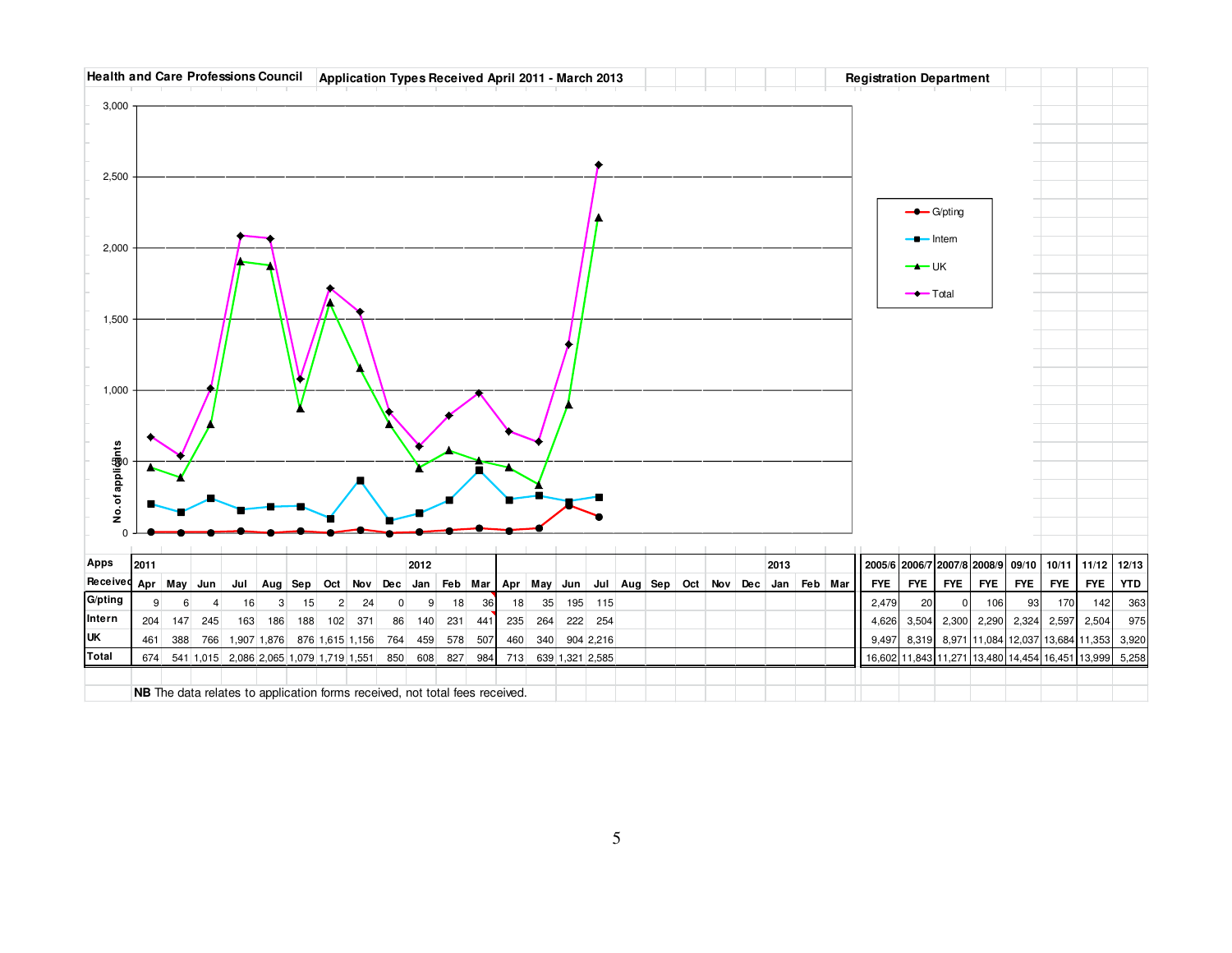**Health and Care Professions Council** **Application Types Received April 2011 - March 2013** **Registration Department**

| Apps Received | 2011 Apr | May | Jun | Jul | Aug | Sep | Oct | Nov | Dec | 2012 Jan | Feb | Mar | Apr | May | Jun | Jul | Aug | Sep | Oct | Nov | Dec | 2013 Jan | Feb | Mar | 2005/6 FYE | 2006/7 FYE | 2007/8 FYE | 2008/9 FYE | 09/10 FYE | 10/11 FYE | 11/12 FYE | 12/13 YTD |
|---|---|---|---|---|---|---|---|---|---|---|---|---|---|---|---|---|---|---|---|---|---|---|---|---|---|---|---|---|---|---|---|---|
| G/pting | 9 | 6 | 4 | 16 | 3 | 15 | 2 | 24 | 0 | 9 | 18 | 36 | 18 | 35 | 195 | 115 | | | | | | | | | 2,479 | 20 | 0 | 106 | 93 | 170 | 142 | 363 |
| Intern | 204 | 147 | 245 | 163 | 186 | 188 | 102 | 371 | 86 | 140 | 231 | 441 | 235 | 264 | 222 | 254 | | | | | | | | | 4,626 | 3,504 | 2,300 | 2,290 | 2,324 | 2,597 | 2,504 | 975 |
| UK | 461 | 388 | 766 | 1,907 | 1,876 | 876 | 1,615 | 1,156 | 764 | 459 | 578 | 507 | 460 | 340 | 904 | 2,216 | | | | | | | | | 9,497 | 8,319 | 8,971 | 11,084 | 12,037 | 13,684 | 11,353 | 3,920 |
| Total | 674 | 541 | 1,015 | 2,086 | 2,065 | 1,079 | 1,719 | 1,551 | 850 | 608 | 827 | 984 | 713 | 639 | 1,321 | 2,585 | | | | | | | | | 16,602 | 11,843 | 11,271 | 13,480 | 14,454 | 16,451 | 13,999 | 5,258 |

**NB** The data relates to application forms received, not total fees received.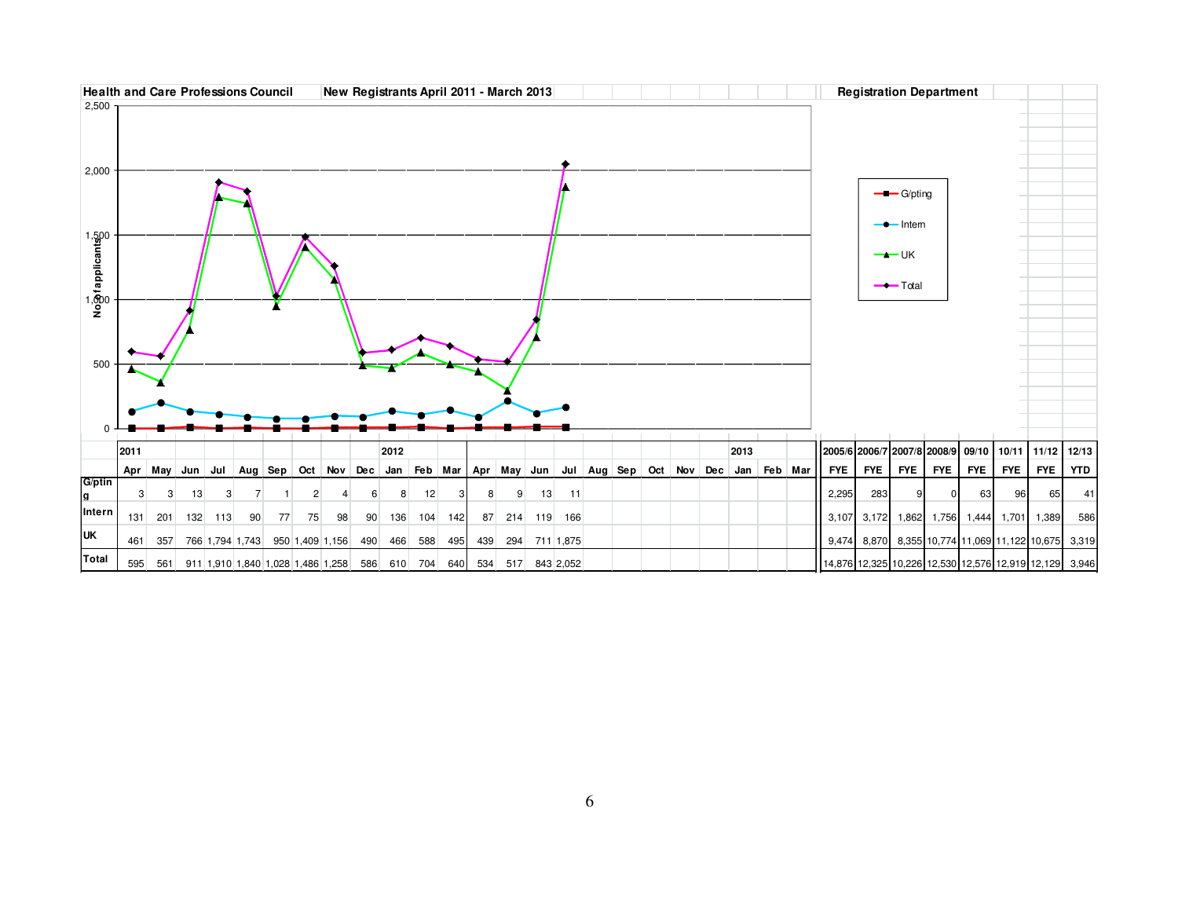**Health and Care Professions Council** | **New Registrants April 2011 - March 2013** | **Registration Department**

| | 2011 | | | | | | | | | 2012 | | | | | | | | | | | | | 2013 | | | 2005/6 | 2006/7 | 2007/8 | 2008/9 | 09/10 | 10/11 | 11/12 | 12/13 |
|---|---|---|---|---|---|---|---|---|---|---|---|---|---|---|---|---|---|---|---|---|---|---|---|---|---|---|---|---|---|---|---|---|---|
| | Apr | May | Jun | Jul | Aug | Sep | Oct | Nov | Dec | Jan | Feb | Mar | Apr | May | Jun | Jul | Aug | Sep | Oct | Nov | Dec | Jan | Feb | Mar | FYE | FYE | FYE | FYE | FYE | FYE | FYE | YTD |
| G/pting | 3 | 3 | 13 | 3 | 7 | 1 | 2 | 4 | 6 | 8 | 12 | 3 | 8 | 9 | 13 | 11 | | | | | | | | | 2,295 | 283 | 9 | 0 | 63 | 96 | 65 | 41 |
| Intern | 131 | 201 | 132 | 113 | 90 | 77 | 75 | 98 | 90 | 136 | 104 | 142 | 87 | 214 | 119 | 166 | | | | | | | | | 3,107 | 3,172 | 1,862 | 1,756 | 1,444 | 1,701 | 1,389 | 586 |
| UK | 461 | 357 | 766 | 1,794 | 1,743 | 950 | 1,409 | 1,156 | 490 | 466 | 588 | 495 | 439 | 294 | 711 | 1,875 | | | | | | | | | 9,474 | 8,870 | 8,355 | 10,774 | 11,069 | 11,122 | 10,675 | 3,319 |
| Total | 595 | 561 | 911 | 1,910 | 1,840 | 1,028 | 1,486 | 1,258 | 586 | 610 | 704 | 640 | 534 | 517 | 843 | 2,052 | | | | | | | | | 14,876 | 12,325 | 10,226 | 12,530 | 12,576 | 12,919 | 12,129 | 3,946 |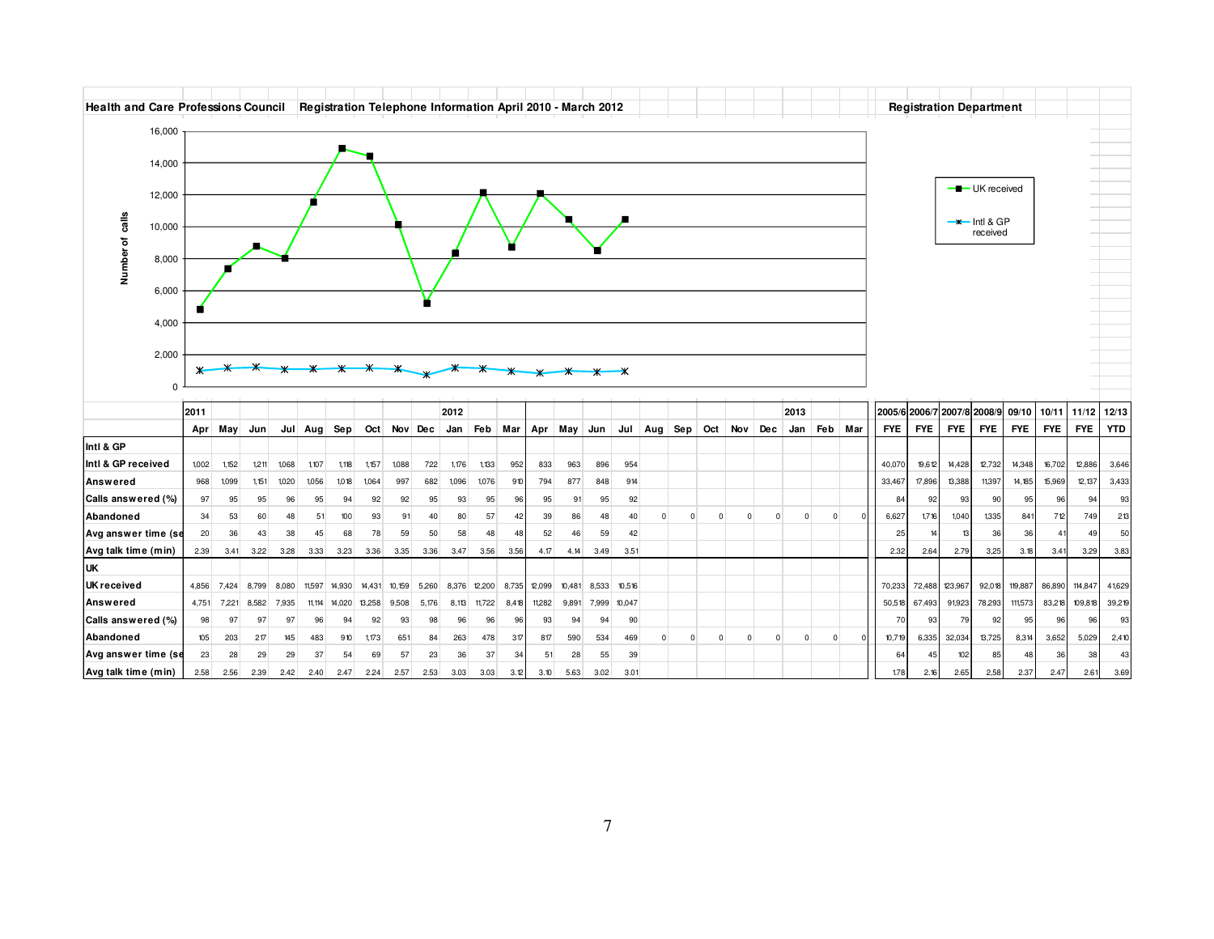**Health and Care Professions Council** | **Registration Telephone Information April 2010 - March 2012** | **Registration Department**

| | 2011 | | | | | | | | | 2012 | | | | | | | | | | | | 2013 | | | 2005/6 | 2006/7 | 2007/8 | 2008/9 | 09/10 | 10/11 | 11/12 | 12/13 |
|---|---|---|---|---|---|---|---|---|---|---|---|---|---|---|---|---|---|---|---|---|---|---|---|---|---|---|---|---|---|---|---|---|
| | Apr | May | Jun | Jul | Aug | Sep | Oct | Nov | Dec | Jan | Feb | Mar | Apr | May | Jun | Jul | Aug | Sep | Oct | Nov | Dec | Jan | Feb | Mar | FYE | FYE | FYE | FYE | FYE | FYE | FYE | YTD |
| **Intl & GP** | | | | | | | | | | | | | | | | | | | | | | | | | | | | | | | | |
| **Intl & GP received** | 1,002 | 1,152 | 1,211 | 1,068 | 1,107 | 1,118 | 1,157 | 1,088 | 722 | 1,176 | 1,133 | 952 | 833 | 963 | 896 | 954 | | | | | | | | | 40,070 | 19,612 | 14,428 | 12,732 | 14,348 | 16,702 | 12,886 | 3,646 |
| **Answered** | 968 | 1,099 | 1,151 | 1,020 | 1,056 | 1,018 | 1,064 | 997 | 682 | 1,096 | 1,076 | 910 | 794 | 877 | 848 | 914 | | | | | | | | | 33,467 | 17,896 | 13,388 | 11,397 | 14,185 | 15,969 | 12,137 | 3,433 |
| **Calls answered (%)** | 97 | 95 | 95 | 96 | 95 | 94 | 92 | 92 | 95 | 93 | 95 | 96 | 95 | 91 | 95 | 92 | | | | | | | | | 84 | 92 | 93 | 90 | 95 | 96 | 94 | 93 |
| **Abandoned** | 34 | 53 | 60 | 48 | 51 | 100 | 93 | 91 | 40 | 80 | 57 | 42 | 39 | 86 | 48 | 40 | 0 | 0 | 0 | 0 | 0 | 0 | 0 | 0 | 6,627 | 1,716 | 1,040 | 1,335 | 841 | 712 | 749 | 213 |
| **Avg answer time (se** | 20 | 36 | 43 | 38 | 45 | 68 | 78 | 59 | 50 | 58 | 48 | 48 | 52 | 46 | 59 | 42 | | | | | | | | | 25 | 14 | 13 | 36 | 36 | 41 | 49 | 50 |
| **Avg talk time (min)** | 2.39 | 3.41 | 3.22 | 3.28 | 3.33 | 3.23 | 3.36 | 3.35 | 3.36 | 3.47 | 3.56 | 3.56 | 4.17 | 4.14 | 3.49 | 3.51 | | | | | | | | | 2.32 | 2.64 | 2.79 | 3.25 | 3.18 | 3.41 | 3.29 | 3.83 |
| **UK** | | | | | | | | | | | | | | | | | | | | | | | | | | | | | | | | |
| **UK received** | 4,856 | 7,424 | 8,799 | 8,080 | 11,597 | 14,930 | 14,431 | 10,159 | 5,260 | 8,376 | 12,200 | 8,735 | 12,099 | 10,481 | 8,533 | 10,516 | | | | | | | | | 70,233 | 72,488 | 123,967 | 92,018 | 119,887 | 86,890 | 114,847 | 41,629 |
| **Answered** | 4,751 | 7,221 | 8,582 | 7,935 | 11,114 | 14,020 | 13,258 | 9,508 | 5,176 | 8,113 | 11,722 | 8,418 | 11,282 | 9,891 | 7,999 | 10,047 | | | | | | | | | 50,518 | 67,493 | 91,923 | 78,293 | 111,573 | 83,218 | 109,818 | 39,219 |
| **Calls answered (%)** | 98 | 97 | 97 | 97 | 96 | 94 | 92 | 93 | 98 | 96 | 96 | 96 | 93 | 94 | 94 | 90 | | | | | | | | | 70 | 93 | 79 | 92 | 95 | 96 | 96 | 93 |
| **Abandoned** | 105 | 203 | 217 | 145 | 483 | 910 | 1,173 | 651 | 84 | 263 | 478 | 317 | 817 | 590 | 534 | 469 | 0 | 0 | 0 | 0 | 0 | 0 | 0 | 0 | 10,719 | 6,335 | 32,034 | 13,725 | 8,314 | 3,652 | 5,029 | 2,410 |
| **Avg answer time (se** | 23 | 28 | 29 | 29 | 37 | 54 | 69 | 57 | 23 | 36 | 37 | 34 | 51 | 28 | 55 | 39 | | | | | | | | | 64 | 45 | 102 | 85 | 48 | 36 | 38 | 43 |
| **Avg talk time (min)** | 2.58 | 2.56 | 2.39 | 2.42 | 2.40 | 2.47 | 2.24 | 2.57 | 2.53 | 3.03 | 3.03 | 3.12 | 3.10 | 5.63 | 3.02 | 3.01 | | | | | | | | | 1.78 | 2.16 | 2.65 | 2.58 | 2.37 | 2.47 | 2.61 | 3.69 |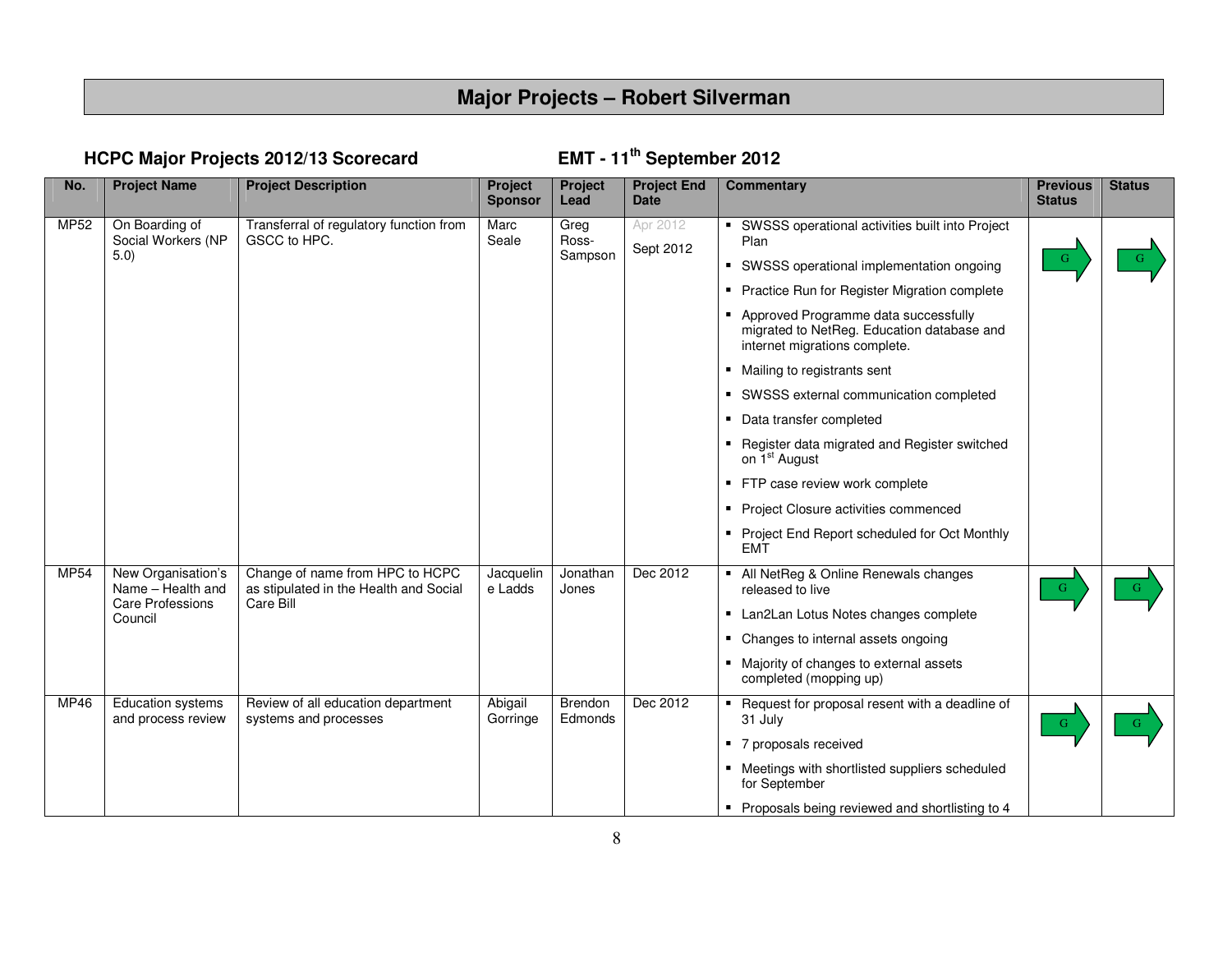# Major Projects – Robert Silverman

## HCPC Major Projects 2012/13 Scorecard

## EMT - 11th September 2012

| No. | Project Name | Project Description | Project Sponsor | Project Lead | Project End Date | Commentary | Previous Status | Status |
|---|---|---|---|---|---|---|---|---|
| MP52 | On Boarding of Social Workers (NP 5.0) | Transferral of regulatory function from GSCC to HPC. | Marc Seale | Greg Ross-Sampson | Apr 2012<br>Sept 2012 | ▪ SWSSS operational activities built into Project Plan<br>▪ SWSSS operational implementation ongoing<br>▪ Practice Run for Register Migration complete<br>▪ Approved Programme data successfully migrated to NetReg. Education database and internet migrations complete.<br>▪ Mailing to registrants sent<br>▪ SWSSS external communication completed<br>▪ Data transfer completed<br>▪ Register data migrated and Register switched on 1st August<br>▪ FTP case review work complete<br>▪ Project Closure activities commenced<br>▪ Project End Report scheduled for Oct Monthly EMT | G | G |
| MP54 | New Organisation's Name – Health and Care Professions Council | Change of name from HPC to HCPC as stipulated in the Health and Social Care Bill | Jacqueline Ladds | Jonathan Jones | Dec 2012 | ▪ All NetReg & Online Renewals changes released to live<br>▪ Lan2Lan Lotus Notes changes complete<br>▪ Changes to internal assets ongoing<br>▪ Majority of changes to external assets completed (mopping up) | G | G |
| MP46 | Education systems and process review | Review of all education department systems and processes | Abigail Gorringe | Brendon Edmonds | Dec 2012 | ▪ Request for proposal resent with a deadline of 31 July<br>▪ 7 proposals received<br>▪ Meetings with shortlisted suppliers scheduled for September<br>▪ Proposals being reviewed and shortlisting to 4 | G | G |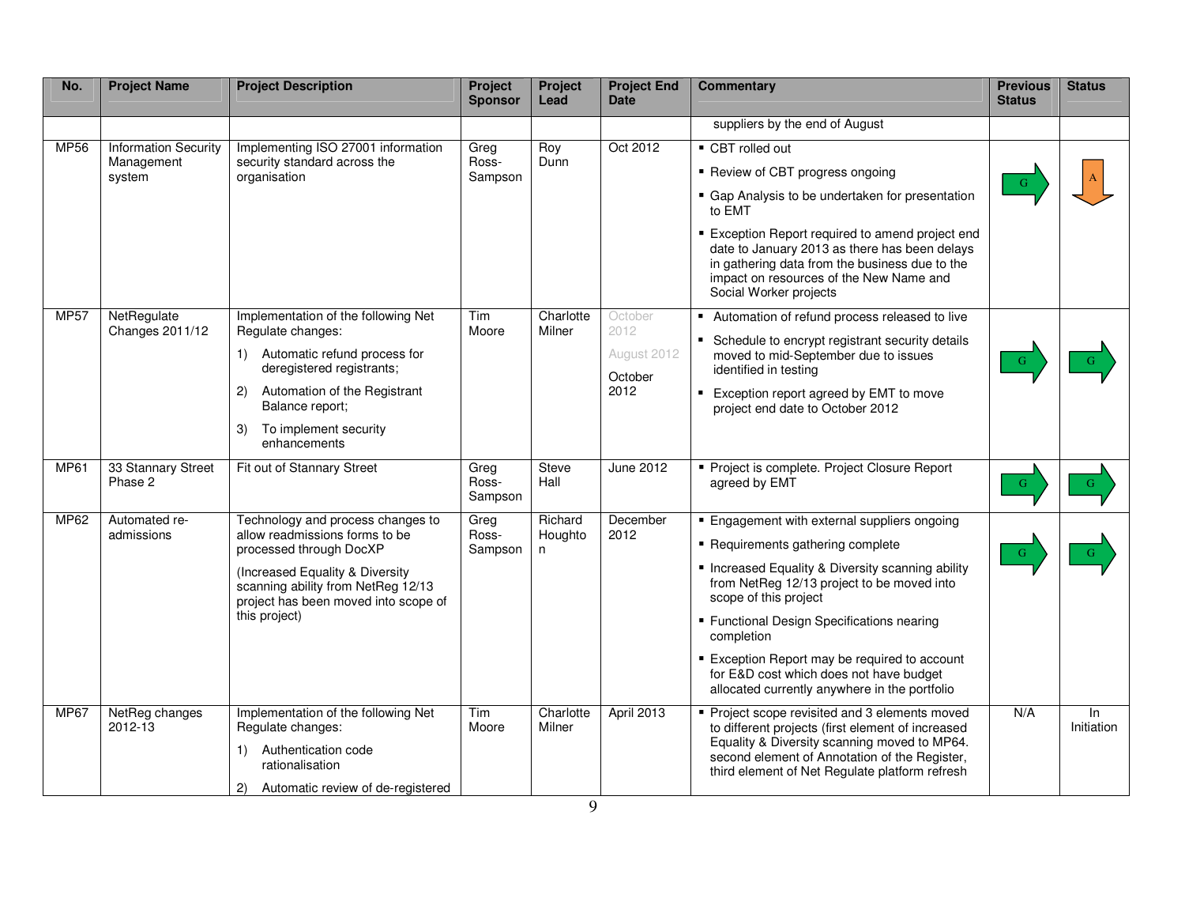| No. | Project Name | Project Description | Project Sponsor | Project Lead | Project End Date | Commentary | Previous Status | Status |
|---|---|---|---|---|---|---|---|---|
| | | | | | | suppliers by the end of August | | |
| MP56 | Information Security Management system | Implementing ISO 27001 information security standard across the organisation | Greg Ross-Sampson | Roy Dunn | Oct 2012 | ▪ CBT rolled out<br>▪ Review of CBT progress ongoing<br>▪ Gap Analysis to be undertaken for presentation to EMT<br>▪ Exception Report required to amend project end date to January 2013 as there has been delays in gathering data from the business due to the impact on resources of the New Name and Social Worker projects | G | A |
| MP57 | NetRegulate Changes 2011/12 | Implementation of the following Net Regulate changes:<br>1) Automatic refund process for deregistered registrants;<br>2) Automation of the Registrant Balance report;<br>3) To implement security enhancements | Tim Moore | Charlotte Milner | October 2012<br>August 2012<br>October 2012 | ▪ Automation of refund process released to live<br>▪ Schedule to encrypt registrant security details moved to mid-September due to issues identified in testing<br>▪ Exception report agreed by EMT to move project end date to October 2012 | G | G |
| MP61 | 33 Stannary Street Phase 2 | Fit out of Stannary Street | Greg Ross-Sampson | Steve Hall | June 2012 | ▪ Project is complete. Project Closure Report agreed by EMT | G | G |
| MP62 | Automated re-admissions | Technology and process changes to allow readmissions forms to be processed through DocXP<br>(Increased Equality & Diversity scanning ability from NetReg 12/13 project has been moved into scope of this project) | Greg Ross-Sampson | Richard Houghton | December 2012 | ▪ Engagement with external suppliers ongoing<br>▪ Requirements gathering complete<br>▪ Increased Equality & Diversity scanning ability from NetReg 12/13 project to be moved into scope of this project<br>▪ Functional Design Specifications nearing completion<br>▪ Exception Report may be required to account for E&D cost which does not have budget allocated currently anywhere in the portfolio | G | G |
| MP67 | NetReg changes 2012-13 | Implementation of the following Net Regulate changes:<br>1) Authentication code rationalisation<br>2) Automatic review of de-registered | Tim Moore | Charlotte Milner | April 2013 | ▪ Project scope revisited and 3 elements moved to different projects (first element of increased Equality & Diversity scanning moved to MP64. second element of Annotation of the Register, third element of Net Regulate platform refresh | N/A | In Initiation |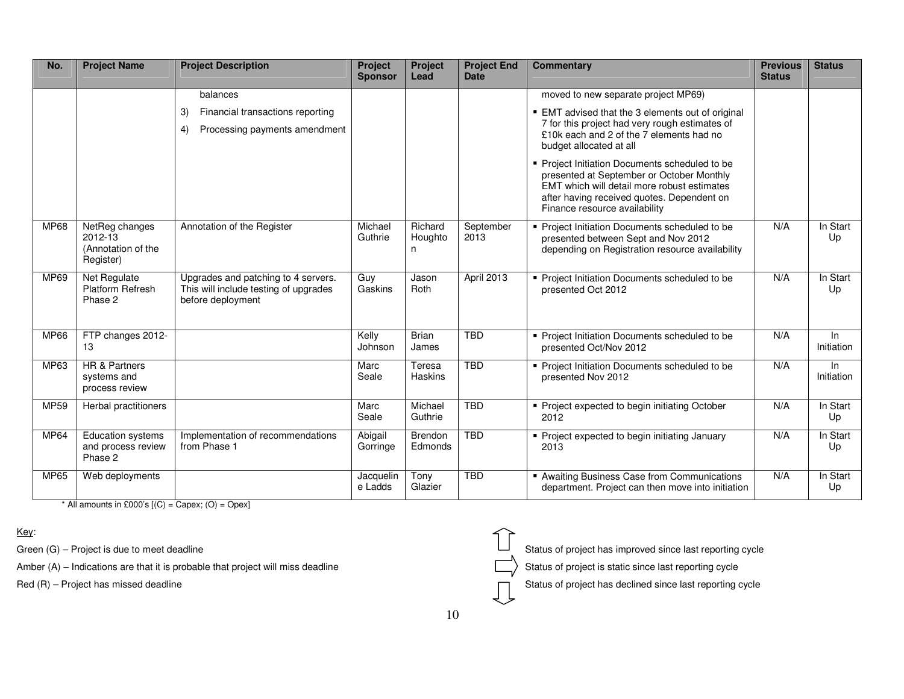| No. | Project Name | Project Description | Project Sponsor | Project Lead | Project End Date | Commentary | Previous Status | Status |
|---|---|---|---|---|---|---|---|---|
| | | balances<br>3) Financial transactions reporting<br>4) Processing payments amendment | | | | moved to new separate project MP69)<br>▪ EMT advised that the 3 elements out of original 7 for this project had very rough estimates of £10k each and 2 of the 7 elements had no budget allocated at all<br>▪ Project Initiation Documents scheduled to be presented at September or October Monthly EMT which will detail more robust estimates after having received quotes. Dependent on Finance resource availability | | |
| MP68 | NetReg changes 2012-13 (Annotation of the Register) | Annotation of the Register | Michael Guthrie | Richard Houghton | September 2013 | ▪ Project Initiation Documents scheduled to be presented between Sept and Nov 2012 depending on Registration resource availability | N/A | In Start Up |
| MP69 | Net Regulate Platform Refresh Phase 2 | Upgrades and patching to 4 servers. This will include testing of upgrades before deployment | Guy Gaskins | Jason Roth | April 2013 | ▪ Project Initiation Documents scheduled to be presented Oct 2012 | N/A | In Start Up |
| MP66 | FTP changes 2012-13 | | Kelly Johnson | Brian James | TBD | ▪ Project Initiation Documents scheduled to be presented Oct/Nov 2012 | N/A | In Initiation |
| MP63 | HR & Partners systems and process review | | Marc Seale | Teresa Haskins | TBD | ▪ Project Initiation Documents scheduled to be presented Nov 2012 | N/A | In Initiation |
| MP59 | Herbal practitioners | | Marc Seale | Michael Guthrie | TBD | ▪ Project expected to begin initiating October 2012 | N/A | In Start Up |
| MP64 | Education systems and process review Phase 2 | Implementation of recommendations from Phase 1 | Abigail Gorringe | Brendon Edmonds | TBD | ▪ Project expected to begin initiating January 2013 | N/A | In Start Up |
| MP65 | Web deployments | | Jacqueline Ladds | Tony Glazier | TBD | ▪ Awaiting Business Case from Communications department. Project can then move into initiation | N/A | In Start Up |

* All amounts in £000's [(C) = Capex; (O) = Opex]

Key:

Green (G) – Project is due to meet deadline

Amber (A) – Indications are that it is probable that project will miss deadline

Red (R) – Project has missed deadline

⇧ Status of project has improved since last reporting cycle

⇨ Status of project is static since last reporting cycle

⇩ Status of project has declined since last reporting cycle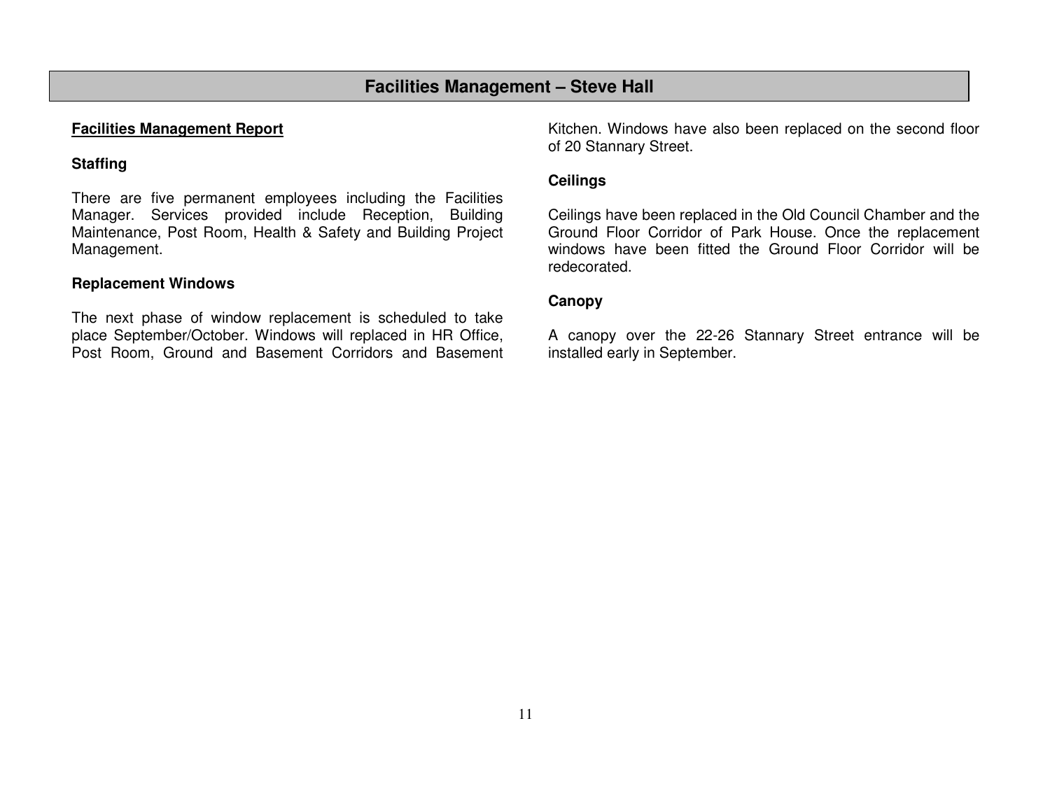# Facilities Management – Steve Hall

## Facilities Management Report

### Staffing

There are five permanent employees including the Facilities Manager. Services provided include Reception, Building Maintenance, Post Room, Health & Safety and Building Project Management.

### Replacement Windows

The next phase of window replacement is scheduled to take place September/October. Windows will replaced in HR Office, Post Room, Ground and Basement Corridors and Basement Kitchen. Windows have also been replaced on the second floor of 20 Stannary Street.

### Ceilings

Ceilings have been replaced in the Old Council Chamber and the Ground Floor Corridor of Park House. Once the replacement windows have been fitted the Ground Floor Corridor will be redecorated.

### Canopy

A canopy over the 22-26 Stannary Street entrance will be installed early in September.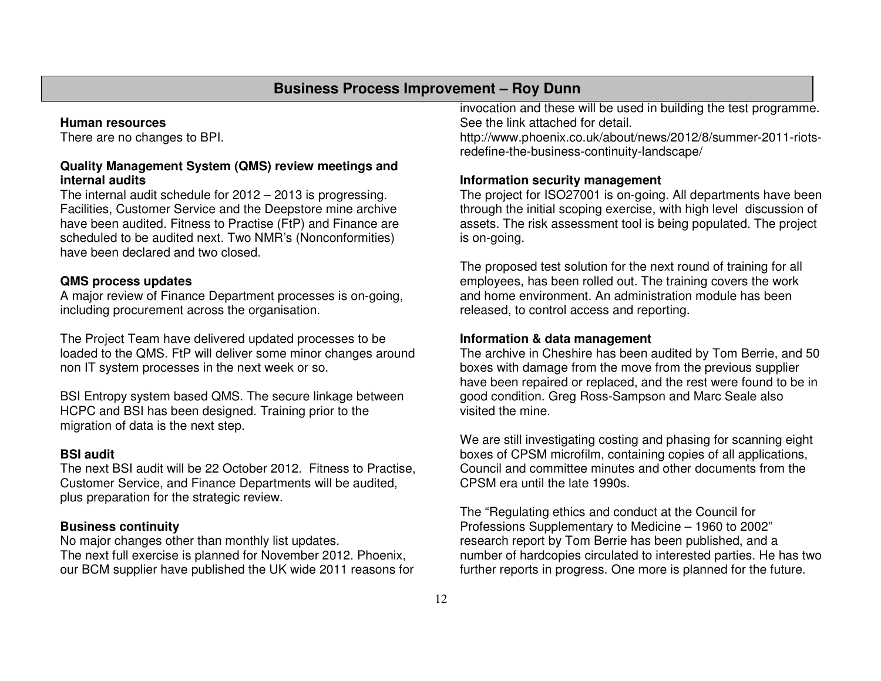## Business Process Improvement – Roy Dunn

**Human resources**
There are no changes to BPI.

**Quality Management System (QMS) review meetings and internal audits**
The internal audit schedule for 2012 – 2013 is progressing. Facilities, Customer Service and the Deepstore mine archive have been audited. Fitness to Practise (FtP) and Finance are scheduled to be audited next. Two NMR's (Nonconformities) have been declared and two closed.

**QMS process updates**
A major review of Finance Department processes is on-going, including procurement across the organisation.

The Project Team have delivered updated processes to be loaded to the QMS. FtP will deliver some minor changes around non IT system processes in the next week or so.

BSI Entropy system based QMS. The secure linkage between HCPC and BSI has been designed. Training prior to the migration of data is the next step.

**BSI audit**
The next BSI audit will be 22 October 2012. Fitness to Practise, Customer Service, and Finance Departments will be audited, plus preparation for the strategic review.

**Business continuity**
No major changes other than monthly list updates.
The next full exercise is planned for November 2012. Phoenix, our BCM supplier have published the UK wide 2011 reasons for invocation and these will be used in building the test programme. See the link attached for detail.
http://www.phoenix.co.uk/about/news/2012/8/summer-2011-riots-redefine-the-business-continuity-landscape/

**Information security management**
The project for ISO27001 is on-going. All departments have been through the initial scoping exercise, with high level discussion of assets. The risk assessment tool is being populated. The project is on-going.

The proposed test solution for the next round of training for all employees, has been rolled out. The training covers the work and home environment. An administration module has been released, to control access and reporting.

**Information & data management**
The archive in Cheshire has been audited by Tom Berrie, and 50 boxes with damage from the move from the previous supplier have been repaired or replaced, and the rest were found to be in good condition. Greg Ross-Sampson and Marc Seale also visited the mine.

We are still investigating costing and phasing for scanning eight boxes of CPSM microfilm, containing copies of all applications, Council and committee minutes and other documents from the CPSM era until the late 1990s.

The "Regulating ethics and conduct at the Council for Professions Supplementary to Medicine – 1960 to 2002" research report by Tom Berrie has been published, and a number of hardcopies circulated to interested parties. He has two further reports in progress. One more is planned for the future.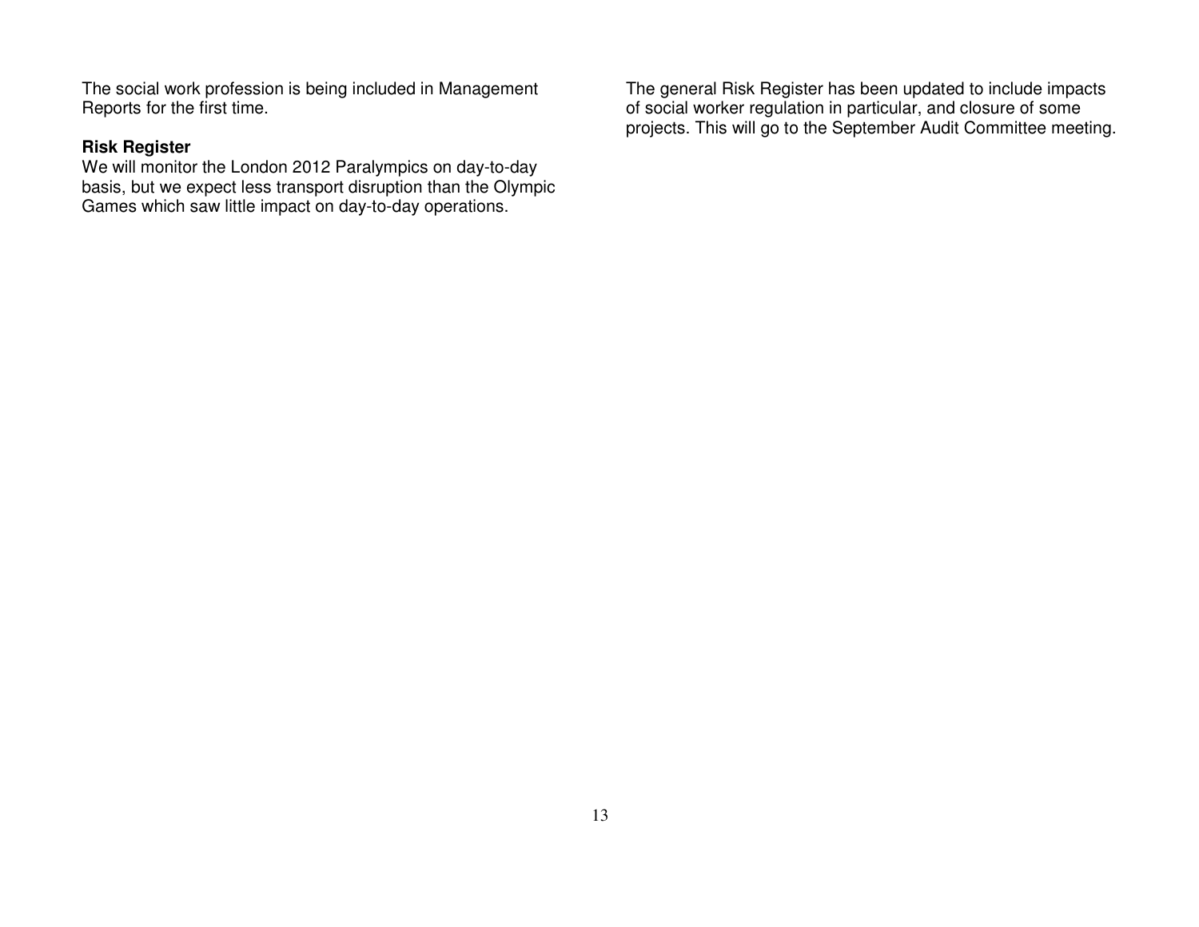The social work profession is being included in Management Reports for the first time.

**Risk Register**

We will monitor the London 2012 Paralympics on day-to-day basis, but we expect less transport disruption than the Olympic Games which saw little impact on day-to-day operations.

The general Risk Register has been updated to include impacts of social worker regulation in particular, and closure of some projects. This will go to the September Audit Committee meeting.